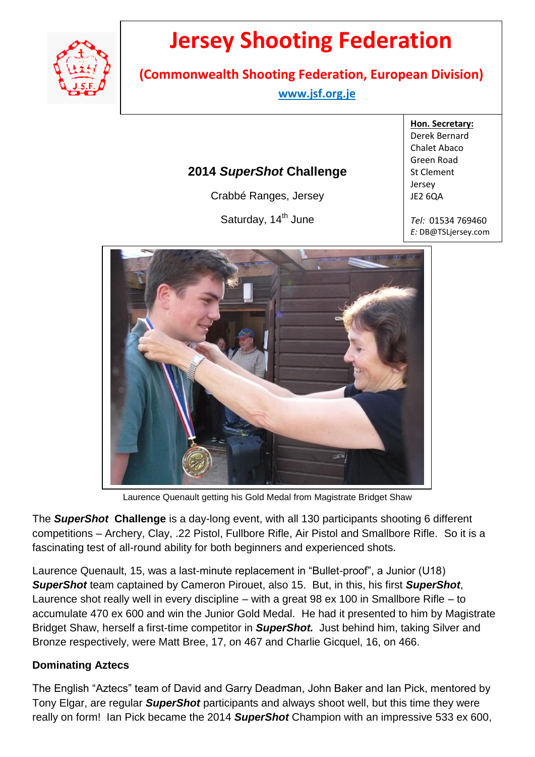# Jersey Shooting Federation

**(Commonwealth Shooting Federation, European Division)**

**www.jsf.org.je**

**Hon. Secretary:**
Derek Bernard
Chalet Abaco
Green Road
St Clement
Jersey
JE2 6QA

*Tel:* 01534 769460
*E:* DB@TSLjersey.com

## 2014 *SuperShot* Challenge

Crabbé Ranges, Jersey

Saturday, 14th June

Laurence Quenault getting his Gold Medal from Magistrate Bridget Shaw

The ***SuperShot* Challenge** is a day-long event, with all 130 participants shooting 6 different competitions – Archery, Clay, .22 Pistol, Fullbore Rifle, Air Pistol and Smallbore Rifle. So it is a fascinating test of all-round ability for both beginners and experienced shots.

Laurence Quenault, 15, was a last-minute replacement in "Bullet-proof", a Junior (U18) ***SuperShot*** team captained by Cameron Pirouet, also 15. But, in this, his first ***SuperShot***, Laurence shot really well in every discipline – with a great 98 ex 100 in Smallbore Rifle – to accumulate 470 ex 600 and win the Junior Gold Medal. He had it presented to him by Magistrate Bridget Shaw, herself a first-time competitor in ***SuperShot.*** Just behind him, taking Silver and Bronze respectively, were Matt Bree, 17, on 467 and Charlie Gicquel, 16, on 466.

### Dominating Aztecs

The English "Aztecs" team of David and Garry Deadman, John Baker and Ian Pick, mentored by Tony Elgar, are regular ***SuperShot*** participants and always shoot well, but this time they were really on form! Ian Pick became the 2014 ***SuperShot*** Champion with an impressive 533 ex 600,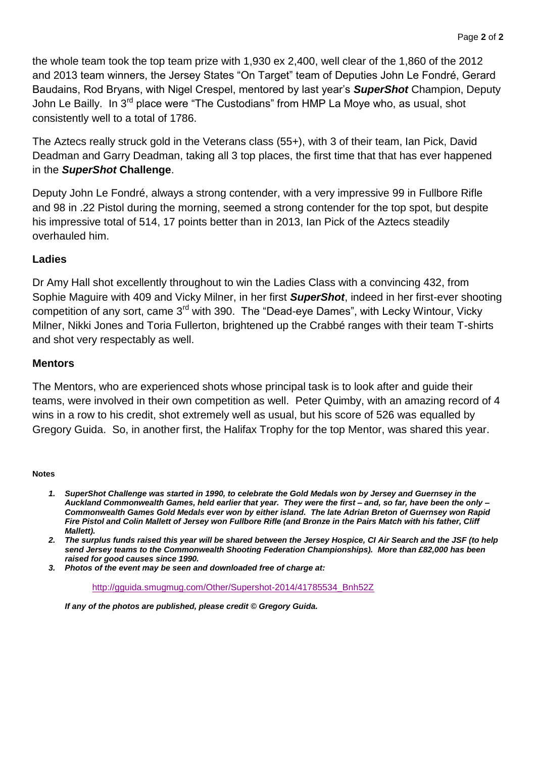the whole team took the top team prize with 1,930 ex 2,400, well clear of the 1,860 of the 2012 and 2013 team winners, the Jersey States "On Target" team of Deputies John Le Fondré, Gerard Baudains, Rod Bryans, with Nigel Crespel, mentored by last year's ***SuperShot*** Champion, Deputy John Le Bailly. In 3rd place were "The Custodians" from HMP La Moye who, as usual, shot consistently well to a total of 1786.

The Aztecs really struck gold in the Veterans class (55+), with 3 of their team, Ian Pick, David Deadman and Garry Deadman, taking all 3 top places, the first time that that has ever happened in the ***SuperShot* Challenge**.

Deputy John Le Fondré, always a strong contender, with a very impressive 99 in Fullbore Rifle and 98 in .22 Pistol during the morning, seemed a strong contender for the top spot, but despite his impressive total of 514, 17 points better than in 2013, Ian Pick of the Aztecs steadily overhauled him.

### Ladies

Dr Amy Hall shot excellently throughout to win the Ladies Class with a convincing 432, from Sophie Maguire with 409 and Vicky Milner, in her first ***SuperShot***, indeed in her first-ever shooting competition of any sort, came 3rd with 390. The "Dead-eye Dames", with Lecky Wintour, Vicky Milner, Nikki Jones and Toria Fullerton, brightened up the Crabbé ranges with their team T-shirts and shot very respectably as well.

### Mentors

The Mentors, who are experienced shots whose principal task is to look after and guide their teams, were involved in their own competition as well. Peter Quimby, with an amazing record of 4 wins in a row to his credit, shot extremely well as usual, but his score of 526 was equalled by Gregory Guida. So, in another first, the Halifax Trophy for the top Mentor, was shared this year.

**Notes**

1. ***SuperShot Challenge was started in 1990, to celebrate the Gold Medals won by Jersey and Guernsey in the Auckland Commonwealth Games, held earlier that year. They were the first – and, so far, have been the only – Commonwealth Games Gold Medals ever won by either island. The late Adrian Breton of Guernsey won Rapid Fire Pistol and Colin Mallett of Jersey won Fullbore Rifle (and Bronze in the Pairs Match with his father, Cliff Mallett).***
2. ***The surplus funds raised this year will be shared between the Jersey Hospice, CI Air Search and the JSF (to help send Jersey teams to the Commonwealth Shooting Federation Championships). More than £82,000 has been raised for good causes since 1990.***
3. ***Photos of the event may be seen and downloaded free of charge at:***

   http://gguida.smugmug.com/Other/Supershot-2014/41785534_Bnh52Z

   ***If any of the photos are published, please credit © Gregory Guida.***